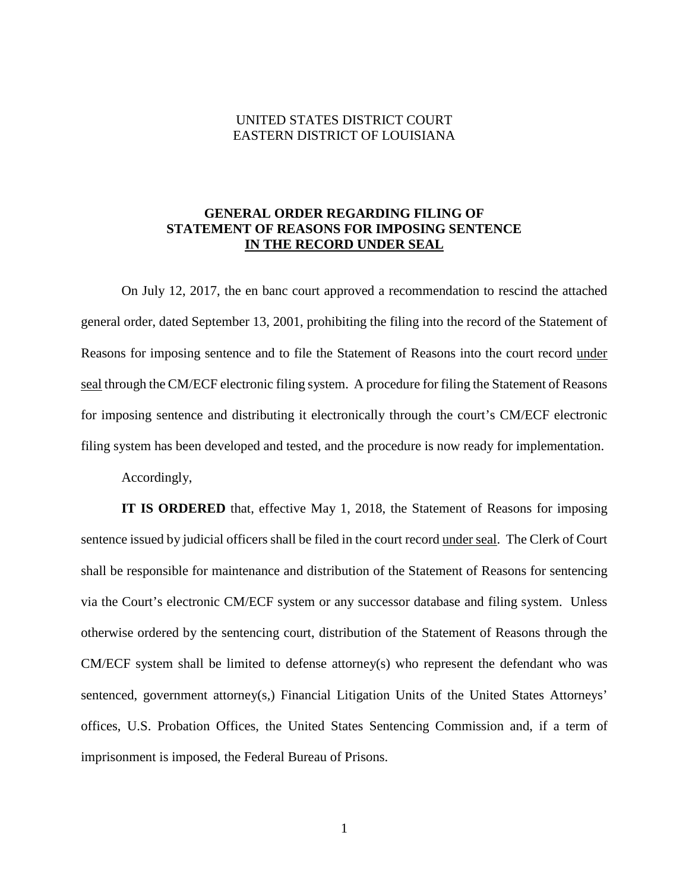UNITED STATES DISTRICT COURT
EASTERN DISTRICT OF LOUISIANA

## GENERAL ORDER REGARDING FILING OF STATEMENT OF REASONS FOR IMPOSING SENTENCE IN THE RECORD UNDER SEAL

On July 12, 2017, the en banc court approved a recommendation to rescind the attached general order, dated September 13, 2001, prohibiting the filing into the record of the Statement of Reasons for imposing sentence and to file the Statement of Reasons into the court record under seal through the CM/ECF electronic filing system. A procedure for filing the Statement of Reasons for imposing sentence and distributing it electronically through the court's CM/ECF electronic filing system has been developed and tested, and the procedure is now ready for implementation.

Accordingly,

**IT IS ORDERED** that, effective May 1, 2018, the Statement of Reasons for imposing sentence issued by judicial officers shall be filed in the court record under seal. The Clerk of Court shall be responsible for maintenance and distribution of the Statement of Reasons for sentencing via the Court's electronic CM/ECF system or any successor database and filing system. Unless otherwise ordered by the sentencing court, distribution of the Statement of Reasons through the CM/ECF system shall be limited to defense attorney(s) who represent the defendant who was sentenced, government attorney(s,) Financial Litigation Units of the United States Attorneys' offices, U.S. Probation Offices, the United States Sentencing Commission and, if a term of imprisonment is imposed, the Federal Bureau of Prisons.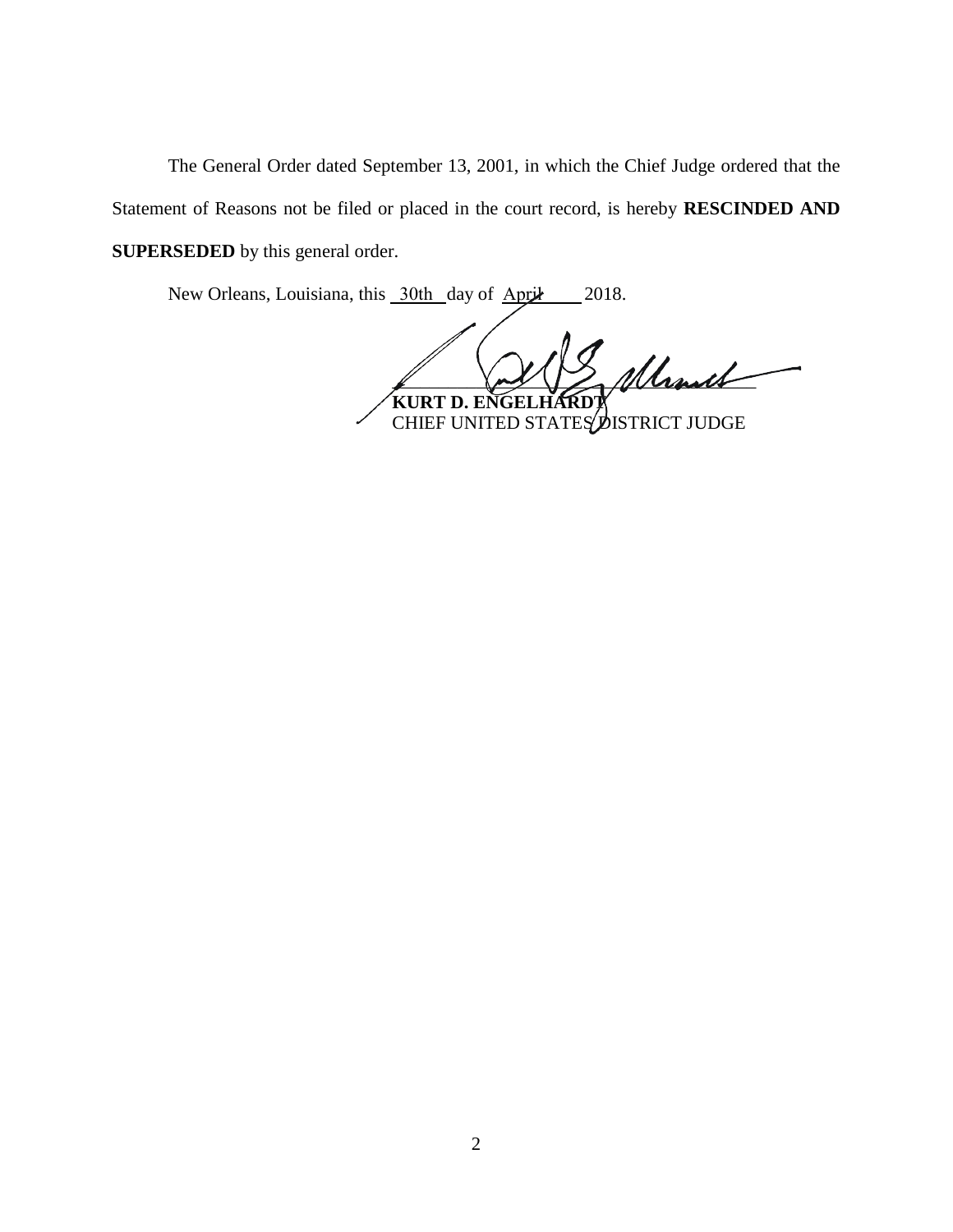The General Order dated September 13, 2001, in which the Chief Judge ordered that the Statement of Reasons not be filed or placed in the court record, is hereby **RESCINDED AND SUPERSEDED** by this general order.

New Orleans, Louisiana, this 30th day of April 2018.

**KURT D. ENGELHARDT**
CHIEF UNITED STATES DISTRICT JUDGE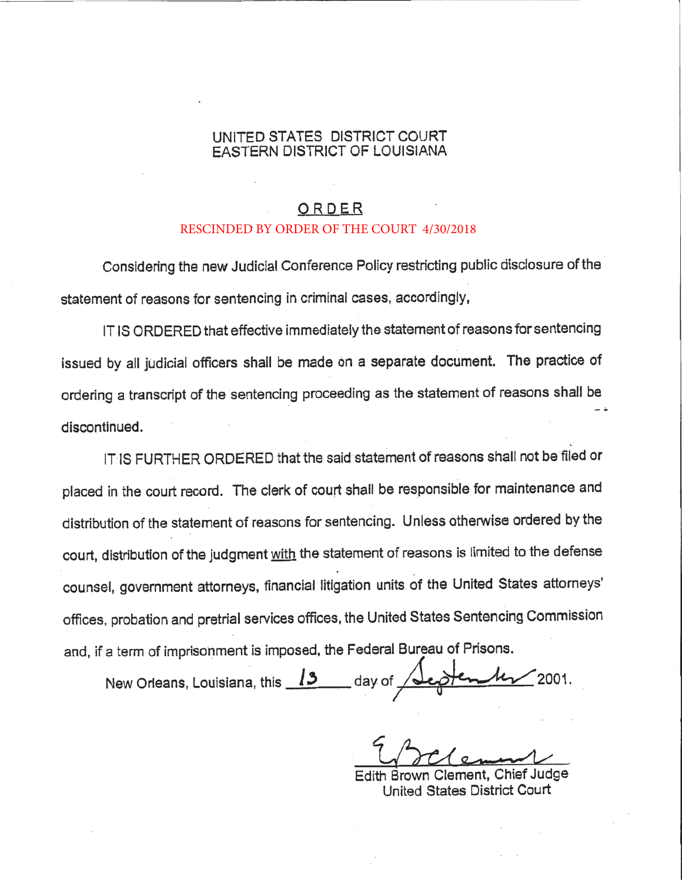UNITED STATES DISTRICT COURT
EASTERN DISTRICT OF LOUISIANA

# ORDER

RESCINDED BY ORDER OF THE COURT 4/30/2018

Considering the new Judicial Conference Policy restricting public disclosure of the statement of reasons for sentencing in criminal cases, accordingly,

IT IS ORDERED that effective immediately the statement of reasons for sentencing issued by all judicial officers shall be made on a separate document. The practice of ordering a transcript of the sentencing proceeding as the statement of reasons shall be discontinued.

IT IS FURTHER ORDERED that the said statement of reasons shall not be filed or placed in the court record. The clerk of court shall be responsible for maintenance and distribution of the statement of reasons for sentencing. Unless otherwise ordered by the court, distribution of the judgment with the statement of reasons is limited to the defense counsel, government attorneys, financial litigation units of the United States attorneys' offices, probation and pretrial services offices, the United States Sentencing Commission and, if a term of imprisonment is imposed, the Federal Bureau of Prisons.

New Orleans, Louisiana, this 13 day of September 2001.

Edith Brown Clement, Chief Judge
United States District Court